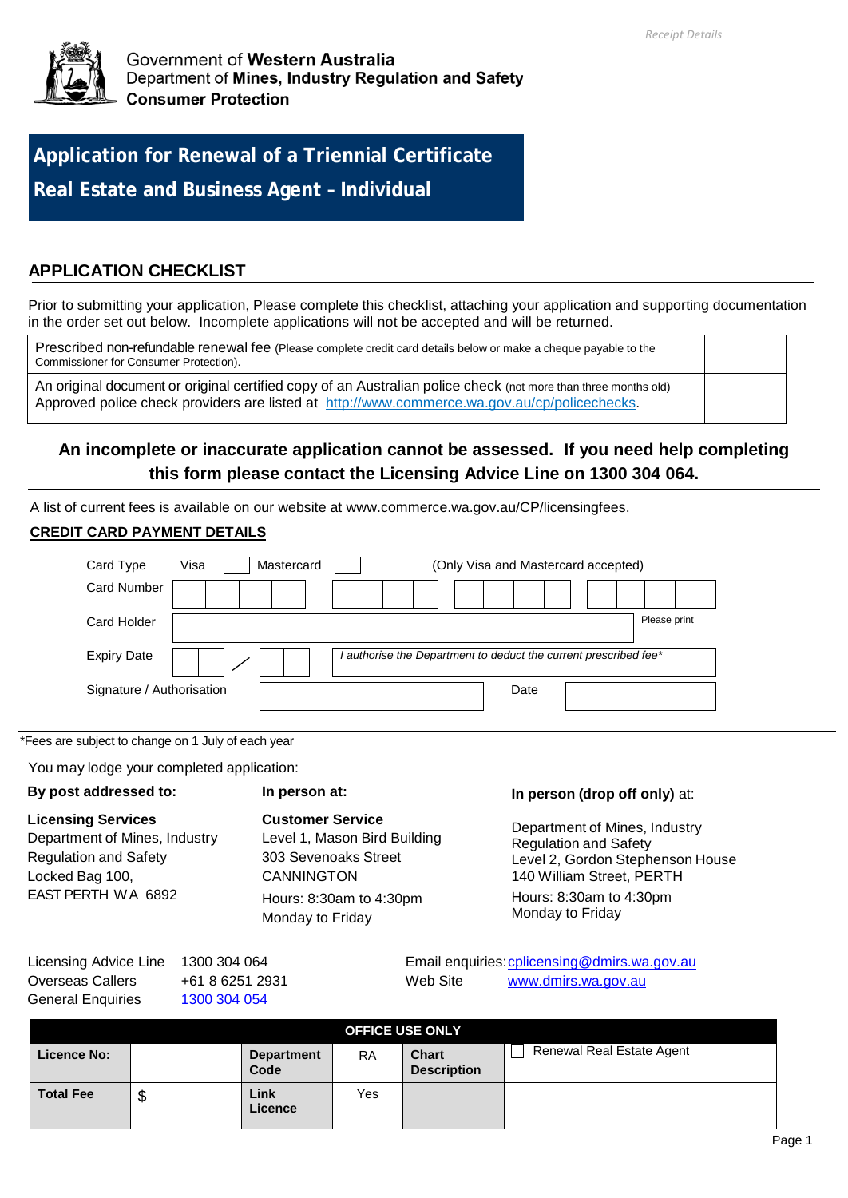Receipt Details

Government of **Western Australia**
Department of **Mines, Industry Regulation and Safety**
**Consumer Protection**

# Application for Renewal of a Triennial Certificate
# Real Estate and Business Agent – Individual

## APPLICATION CHECKLIST

Prior to submitting your application, Please complete this checklist, attaching your application and supporting documentation in the order set out below. Incomplete applications will not be accepted and will be returned.

| | |
|---|---|
| Prescribed non-refundable renewal fee (Please complete credit card details below or make a cheque payable to the Commissioner for Consumer Protection). | |
| An original document or original certified copy of an Australian police check (not more than three months old) Approved police check providers are listed at http://www.commerce.wa.gov.au/cp/policechecks. | |

**An incomplete or inaccurate application cannot be assessed. If you need help completing this form please contact the Licensing Advice Line on 1300 304 064.**

A list of current fees is available on our website at www.commerce.wa.gov.au/CP/licensingfees.

**CREDIT CARD PAYMENT DETAILS**

Card Type Visa ☐ Mastercard ☐ (Only Visa and Mastercard accepted)

Card Number

Card Holder _______________ Please print

Expiry Date ___ / ___ *I authorise the Department to deduct the current prescribed fee**

Signature / Authorisation _______________ Date _______________

*Fees are subject to change on 1 July of each year

You may lodge your completed application:

**By post addressed to:**

**Licensing Services**
Department of Mines, Industry Regulation and Safety
Locked Bag 100,
EAST PERTH WA 6892

**In person at:**

**Customer Service**
Level 1, Mason Bird Building
303 Sevenoaks Street
CANNINGTON
Hours: 8:30am to 4:30pm
Monday to Friday

**In person (drop off only)** at:

Department of Mines, Industry Regulation and Safety
Level 2, Gordon Stephenson House
140 William Street, PERTH
Hours: 8:30am to 4:30pm
Monday to Friday

Licensing Advice Line 1300 304 064
Overseas Callers +61 8 6251 2931
General Enquiries 1300 304 054

Email enquiries: cplicensing@dmirs.wa.gov.au
Web Site www.dmirs.wa.gov.au

| OFFICE USE ONLY | | | | | |
|---|---|---|---|---|---|
| **Licence No:** | | **Department Code** | RA | **Chart Description** | ☐ Renewal Real Estate Agent |
| **Total Fee** | $ | **Link Licence** | Yes | | |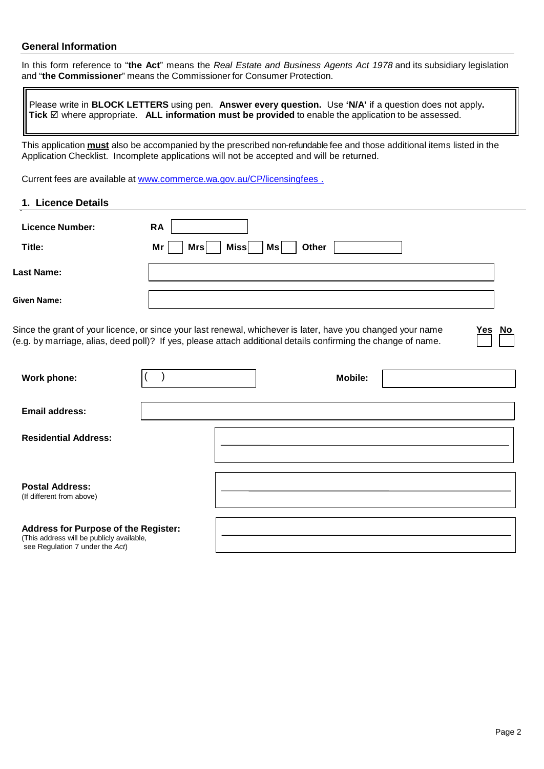## General Information

In this form reference to "**the Act**" means the *Real Estate and Business Agents Act 1978* and its subsidiary legislation and "**the Commissioner**" means the Commissioner for Consumer Protection.

> Please write in **BLOCK LETTERS** using pen. **Answer every question.** Use **'N/A'** if a question does not apply. **Tick** ☑ where appropriate. **ALL information must be provided** to enable the application to be assessed.

This application **must** also be accompanied by the prescribed non-refundable fee and those additional items listed in the Application Checklist. Incomplete applications will not be accepted and will be returned.

Current fees are available at [www.commerce.wa.gov.au/CP/licensingfees .](http://www.commerce.wa.gov.au/CP/licensingfees)

## 1. Licence Details

**Licence Number:** **RA** ______

**Title:** **Mr** ☐ **Mrs** ☐ **Miss** ☐ **Ms** ☐ **Other** ______

**Last Name:** ______

**Given Name:** ______

Since the grant of your licence, or since your last renewal, whichever is later, have you changed your name (e.g. by marriage, alias, deed poll)? If yes, please attach additional details confirming the change of name. **Yes** ☐ **No** ☐

**Work phone:** ( ) ______ **Mobile:** ______

**Email address:** ______

**Residential Address:** ______

**Postal Address:** ______
(If different from above)

**Address for Purpose of the Register:** ______
(This address will be publicly available, see Regulation 7 under the *Act*)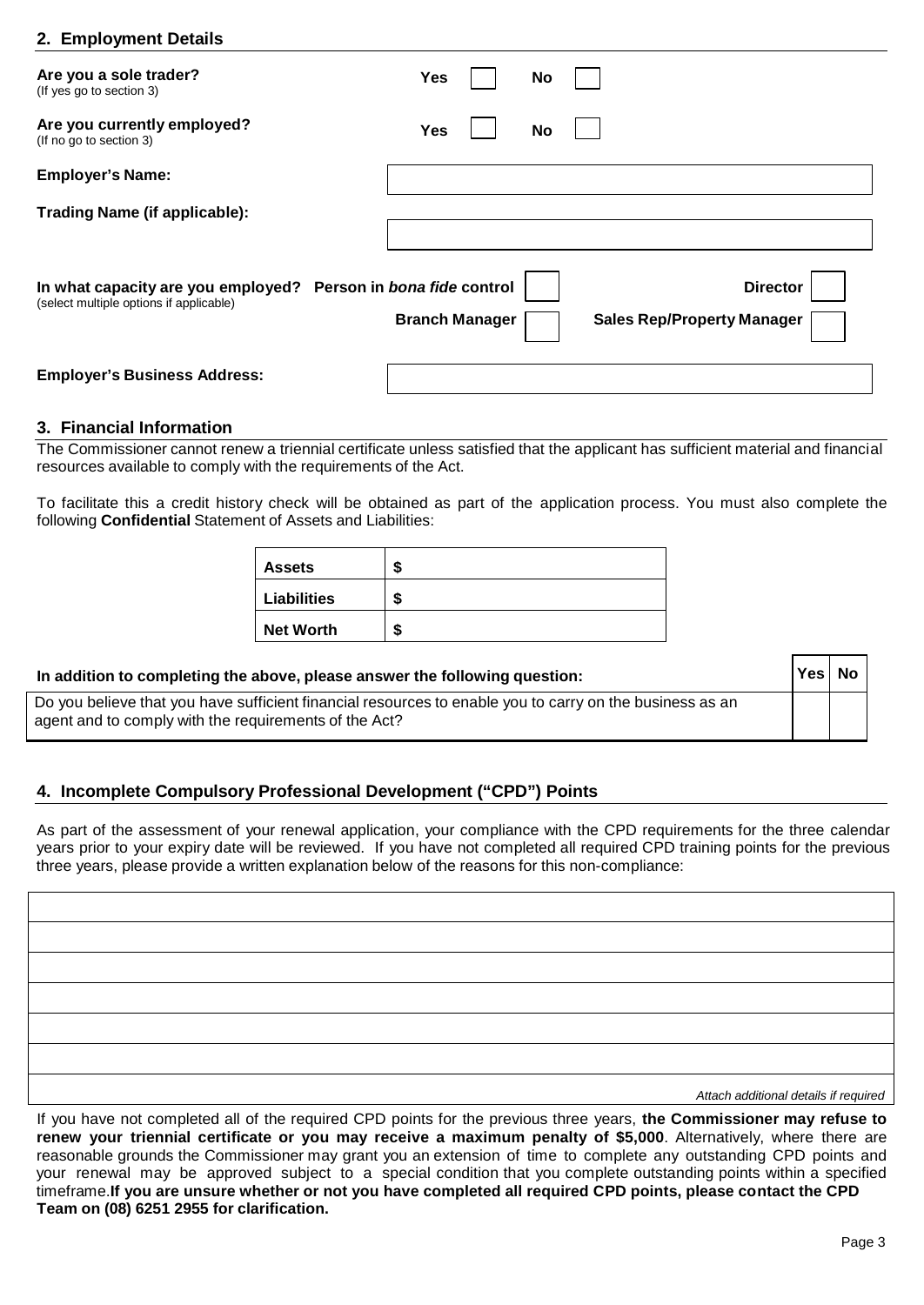## 2. Employment Details

**Are you a sole trader?**
(If yes go to section 3)

**Yes** ☐ **No** ☐

**Are you currently employed?**
(If no go to section 3)

**Yes** ☐ **No** ☐

**Employer's Name:**

**Trading Name (if applicable):**

**In what capacity are you employed?**
(select multiple options if applicable)

**Person in *bona fide* control** ☐ **Director** ☐
**Branch Manager** ☐ **Sales Rep/Property Manager** ☐

**Employer's Business Address:**

## 3. Financial Information

The Commissioner cannot renew a triennial certificate unless satisfied that the applicant has sufficient material and financial resources available to comply with the requirements of the Act.

To facilitate this a credit history check will be obtained as part of the application process. You must also complete the following **Confidential** Statement of Assets and Liabilities:

| **Assets** | **$** |
|---|---|
| **Liabilities** | **$** |
| **Net Worth** | **$** |

| **In addition to completing the above, please answer the following question:** | **Yes** | **No** |
|---|---|---|
| Do you believe that you have sufficient financial resources to enable you to carry on the business as an agent and to comply with the requirements of the Act? | | |

## 4. Incomplete Compulsory Professional Development ("CPD") Points

As part of the assessment of your renewal application, your compliance with the CPD requirements for the three calendar years prior to your expiry date will be reviewed. If you have not completed all required CPD training points for the previous three years, please provide a written explanation below of the reasons for this non-compliance:

*Attach additional details if required*

If you have not completed all of the required CPD points for the previous three years, **the Commissioner may refuse to renew your triennial certificate or you may receive a maximum penalty of $5,000**. Alternatively, where there are reasonable grounds the Commissioner may grant you an extension of time to complete any outstanding CPD points and your renewal may be approved subject to a special condition that you complete outstanding points within a specified timeframe. **If you are unsure whether or not you have completed all required CPD points, please contact the CPD Team on (08) 6251 2955 for clarification.**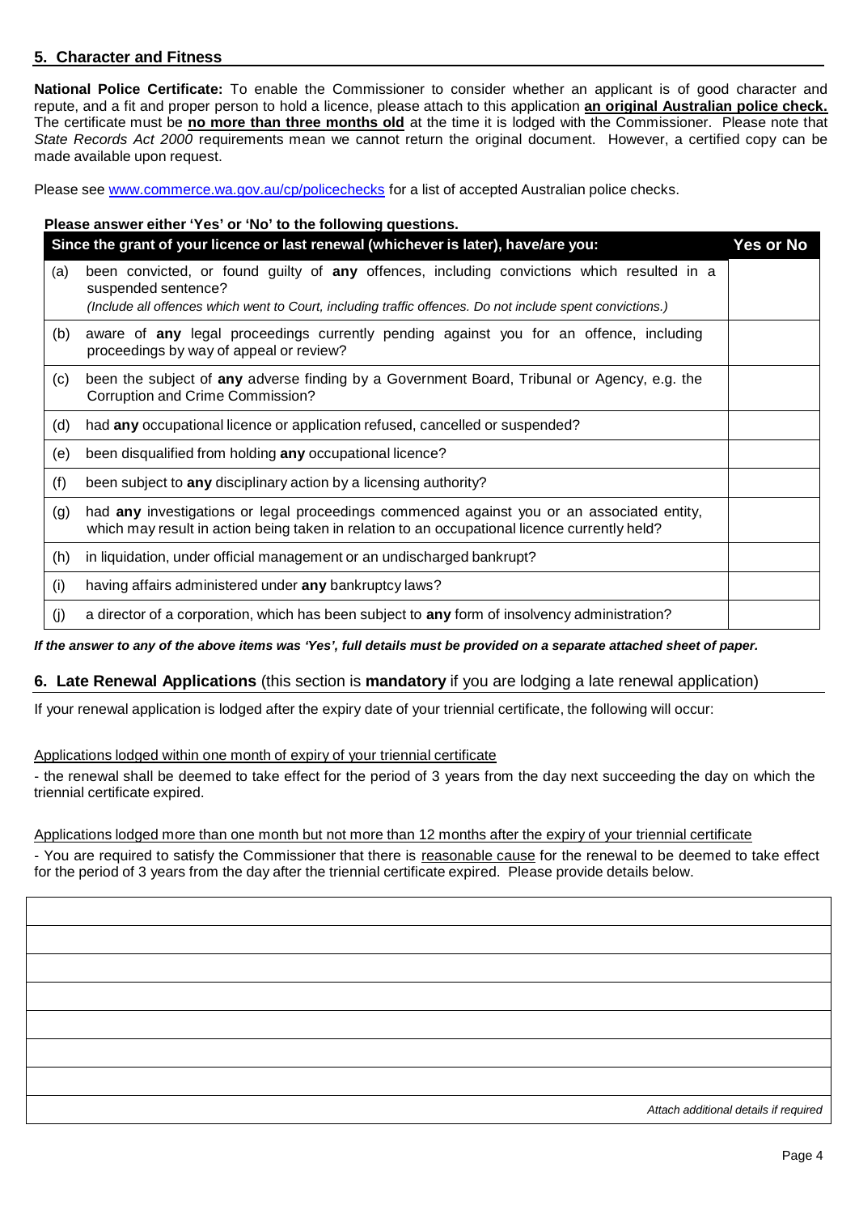## 5. Character and Fitness

**National Police Certificate:** To enable the Commissioner to consider whether an applicant is of good character and repute, and a fit and proper person to hold a licence, please attach to this application **an original Australian police check.** The certificate must be **no more than three months old** at the time it is lodged with the Commissioner. Please note that *State Records Act 2000* requirements mean we cannot return the original document. However, a certified copy can be made available upon request.

Please see [www.commerce.wa.gov.au/cp/policechecks](http://www.commerce.wa.gov.au/cp/policechecks) for a list of accepted Australian police checks.

**Please answer either 'Yes' or 'No' to the following questions.**

| | Since the grant of your licence or last renewal (whichever is later), have/are you: | Yes or No |
|---|---|---|
| (a) | been convicted, or found guilty of **any** offences, including convictions which resulted in a suspended sentence? *(Include all offences which went to Court, including traffic offences. Do not include spent convictions.)* | |
| (b) | aware of **any** legal proceedings currently pending against you for an offence, including proceedings by way of appeal or review? | |
| (c) | been the subject of **any** adverse finding by a Government Board, Tribunal or Agency, e.g. the Corruption and Crime Commission? | |
| (d) | had **any** occupational licence or application refused, cancelled or suspended? | |
| (e) | been disqualified from holding **any** occupational licence? | |
| (f) | been subject to **any** disciplinary action by a licensing authority? | |
| (g) | had **any** investigations or legal proceedings commenced against you or an associated entity, which may result in action being taken in relation to an occupational licence currently held? | |
| (h) | in liquidation, under official management or an undischarged bankrupt? | |
| (i) | having affairs administered under **any** bankruptcy laws? | |
| (j) | a director of a corporation, which has been subject to **any** form of insolvency administration? | |

***If the answer to any of the above items was 'Yes', full details must be provided on a separate attached sheet of paper.***

## 6. Late Renewal Applications (this section is **mandatory** if you are lodging a late renewal application)

If your renewal application is lodged after the expiry date of your triennial certificate, the following will occur:

Applications lodged within one month of expiry of your triennial certificate

- the renewal shall be deemed to take effect for the period of 3 years from the day next succeeding the day on which the triennial certificate expired.

Applications lodged more than one month but not more than 12 months after the expiry of your triennial certificate

- You are required to satisfy the Commissioner that there is reasonable cause for the renewal to be deemed to take effect for the period of 3 years from the day after the triennial certificate expired. Please provide details below.

| |
|---|
| |
| |
| |
| |
| |
| |
| *Attach additional details if required* |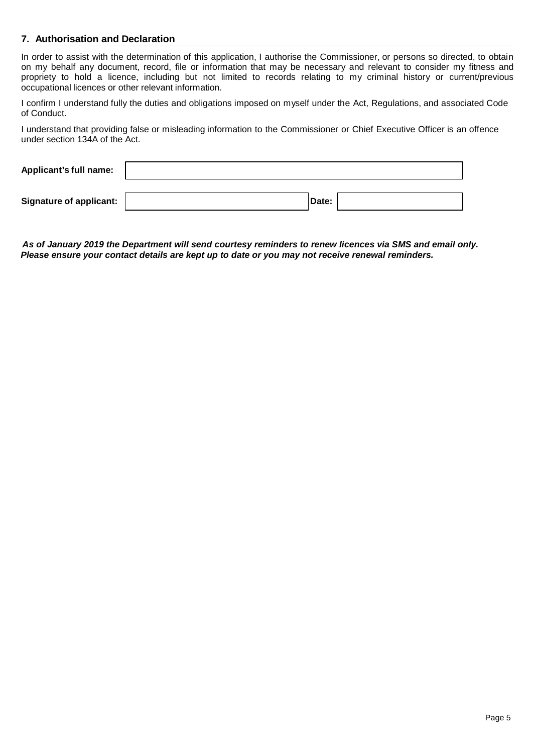## 7. Authorisation and Declaration

In order to assist with the determination of this application, I authorise the Commissioner, or persons so directed, to obtain on my behalf any document, record, file or information that may be necessary and relevant to consider my fitness and propriety to hold a licence, including but not limited to records relating to my criminal history or current/previous occupational licences or other relevant information.

I confirm I understand fully the duties and obligations imposed on myself under the Act, Regulations, and associated Code of Conduct.

I understand that providing false or misleading information to the Commissioner or Chief Executive Officer is an offence under section 134A of the Act.

| | | | |
|---|---|---|---|
| **Applicant's full name:** | | | |
| **Signature of applicant:** | | **Date:** | |

***As of January 2019 the Department will send courtesy reminders to renew licences via SMS and email only. Please ensure your contact details are kept up to date or you may not receive renewal reminders.***